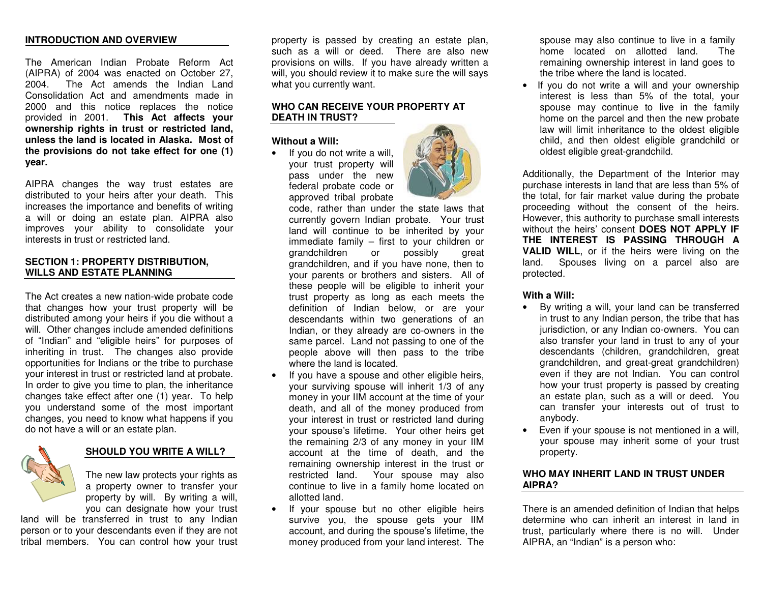## INTRODUCTION AND OVERVIEW

The American Indian Probate Reform Act (AIPRA) of 2004 was enacted on October 27, 2004. The Act amends the Indian Land Consolidation Act and amendments made in 2000 and this notice replaces the notice provided in 2001. **This Act affects your ownership rights in trust or restricted land, unless the land is located in Alaska. Most of the provisions do not take effect for one (1) year.**

AIPRA changes the way trust estates are distributed to your heirs after your death. This increases the importance and benefits of writing a will or doing an estate plan. AIPRA also improves your ability to consolidate your interests in trust or restricted land.

## SECTION 1: PROPERTY DISTRIBUTION, WILLS AND ESTATE PLANNING

The Act creates a new nation-wide probate code that changes how your trust property will be distributed among your heirs if you die without a will. Other changes include amended definitions of "Indian" and "eligible heirs" for purposes of inheriting in trust. The changes also provide opportunities for Indians or the tribe to purchase your interest in trust or restricted land at probate. In order to give you time to plan, the inheritance changes take effect after one (1) year. To help you understand some of the most important changes, you need to know what happens if you do not have a will or an estate plan.

### SHOULD YOU WRITE A WILL?

The new law protects your rights as a property owner to transfer your property by will. By writing a will, you can designate how your trust land will be transferred in trust to any Indian person or to your descendants even if they are not tribal members. You can control how your trust property is passed by creating an estate plan, such as a will or deed. There are also new provisions on wills. If you have already written a will, you should review it to make sure the will says what you currently want.

### WHO CAN RECEIVE YOUR PROPERTY AT DEATH IN TRUST?

**Without a Will:**

- If you do not write a will, your trust property will pass under the new federal probate code or approved tribal probate code, rather than under the state laws that currently govern Indian probate. Your trust land will continue to be inherited by your immediate family – first to your children or grandchildren or possibly great grandchildren, and if you have none, then to your parents or brothers and sisters. All of these people will be eligible to inherit your trust property as long as each meets the definition of Indian below, or are your descendants within two generations of an Indian, or they already are co-owners in the same parcel. Land not passing to one of the people above will then pass to the tribe where the land is located.
- If you have a spouse and other eligible heirs, your surviving spouse will inherit 1/3 of any money in your IIM account at the time of your death, and all of the money produced from your interest in trust or restricted land during your spouse's lifetime. Your other heirs get the remaining 2/3 of any money in your IIM account at the time of death, and the remaining ownership interest in the trust or restricted land. Your spouse may also continue to live in a family home located on allotted land.
- If your spouse but no other eligible heirs survive you, the spouse gets your IIM account, and during the spouse's lifetime, the money produced from your land interest. The spouse may also continue to live in a family home located on allotted land. The remaining ownership interest in land goes to the tribe where the land is located.
- If you do not write a will and your ownership interest is less than 5% of the total, your spouse may continue to live in the family home on the parcel and then the new probate law will limit inheritance to the oldest eligible child, and then oldest eligible grandchild or oldest eligible great-grandchild.

Additionally, the Department of the Interior may purchase interests in land that are less than 5% of the total, for fair market value during the probate proceeding without the consent of the heirs. However, this authority to purchase small interests without the heirs' consent **DOES NOT APPLY IF THE INTEREST IS PASSING THROUGH A VALID WILL**, or if the heirs were living on the land. Spouses living on a parcel also are protected.

**With a Will:**

- By writing a will, your land can be transferred in trust to any Indian person, the tribe that has jurisdiction, or any Indian co-owners. You can also transfer your land in trust to any of your descendants (children, grandchildren, great grandchildren, and great-great grandchildren) even if they are not Indian. You can control how your trust property is passed by creating an estate plan, such as a will or deed. You can transfer your interests out of trust to anybody.
- Even if your spouse is not mentioned in a will, your spouse may inherit some of your trust property.

### WHO MAY INHERIT LAND IN TRUST UNDER AIPRA?

There is an amended definition of Indian that helps determine who can inherit an interest in land in trust, particularly where there is no will. Under AIPRA, an "Indian" is a person who: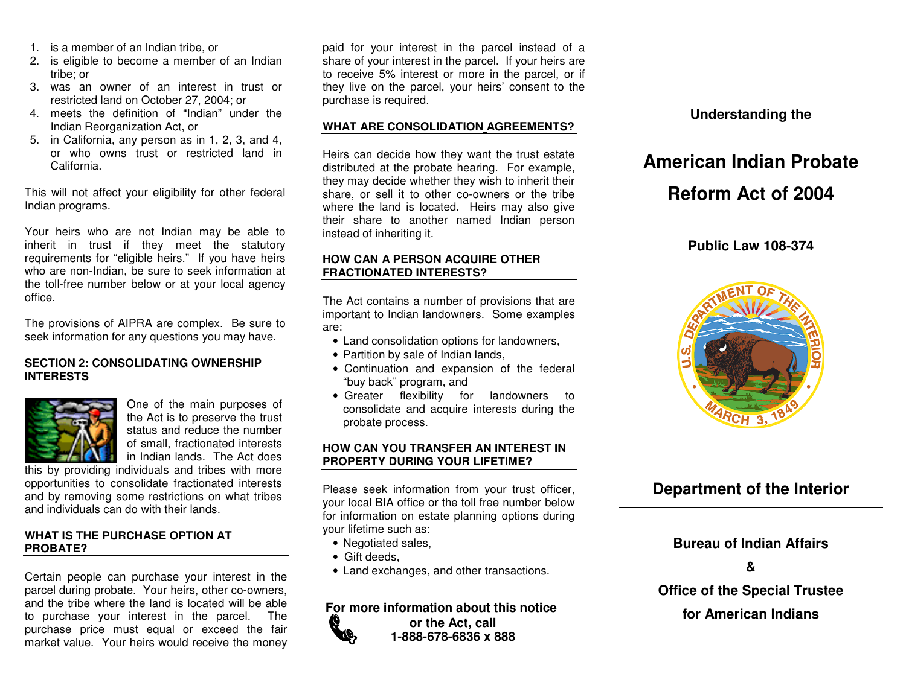1. is a member of an Indian tribe, or
2. is eligible to become a member of an Indian tribe; or
3. was an owner of an interest in trust or restricted land on October 27, 2004; or
4. meets the definition of "Indian" under the Indian Reorganization Act, or
5. in California, any person as in 1, 2, 3, and 4, or who owns trust or restricted land in California.

This will not affect your eligibility for other federal Indian programs.

Your heirs who are not Indian may be able to inherit in trust if they meet the statutory requirements for "eligible heirs." If you have heirs who are non-Indian, be sure to seek information at the toll-free number below or at your local agency office.

The provisions of AIPRA are complex. Be sure to seek information for any questions you may have.

## SECTION 2: CONSOLIDATING OWNERSHIP INTERESTS

One of the main purposes of the Act is to preserve the trust status and reduce the number of small, fractionated interests in Indian lands. The Act does this by providing individuals and tribes with more opportunities to consolidate fractionated interests and by removing some restrictions on what tribes and individuals can do with their lands.

### WHAT IS THE PURCHASE OPTION AT PROBATE?

Certain people can purchase your interest in the parcel during probate. Your heirs, other co-owners, and the tribe where the land is located will be able to purchase your interest in the parcel. The purchase price must equal or exceed the fair market value. Your heirs would receive the money paid for your interest in the parcel instead of a share of your interest in the parcel. If your heirs are to receive 5% interest or more in the parcel, or if they live on the parcel, your heirs' consent to the purchase is required.

### WHAT ARE CONSOLIDATION AGREEMENTS?

Heirs can decide how they want the trust estate distributed at the probate hearing. For example, they may decide whether they wish to inherit their share, or sell it to other co-owners or the tribe where the land is located. Heirs may also give their share to another named Indian person instead of inheriting it.

### HOW CAN A PERSON ACQUIRE OTHER FRACTIONATED INTERESTS?

The Act contains a number of provisions that are important to Indian landowners. Some examples are:

- Land consolidation options for landowners,
- Partition by sale of Indian lands,
- Continuation and expansion of the federal "buy back" program, and
- Greater flexibility for landowners to consolidate and acquire interests during the probate process.

### HOW CAN YOU TRANSFER AN INTEREST IN PROPERTY DURING YOUR LIFETIME?

Please seek information from your trust officer, your local BIA office or the toll free number below for information on estate planning options during your lifetime such as:

- Negotiated sales,
- Gift deeds,
- Land exchanges, and other transactions.

**For more information about this notice or the Act, call 1-888-678-6836 x 888**

**Understanding the**

# American Indian Probate Reform Act of 2004

**Public Law 108-374**

## Department of the Interior

**Bureau of Indian Affairs**

**&**

**Office of the Special Trustee for American Indians**